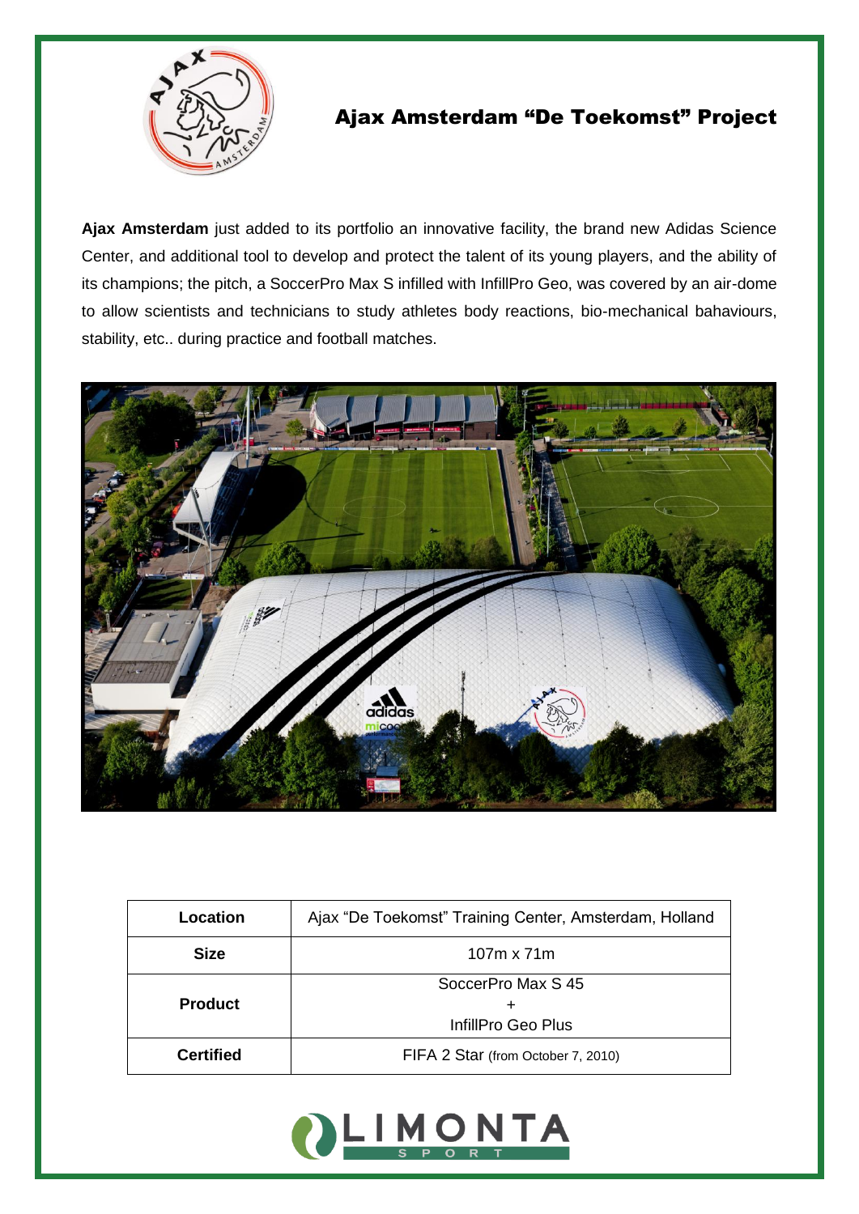# Ajax Amsterdam "De Toekomst" Project

**Ajax Amsterdam** just added to its portfolio an innovative facility, the brand new Adidas Science Center, and additional tool to develop and protect the talent of its young players, and the ability of its champions; the pitch, a SoccerPro Max S infilled with InfillPro Geo, was covered by an air-dome to allow scientists and technicians to study athletes body reactions, bio-mechanical bahaviours, stability, etc.. during practice and football matches.

| **Location** | Ajax "De Toekomst" Training Center, Amsterdam, Holland |
|---|---|
| **Size** | 107m x 71m |
| **Product** | SoccerPro Max S 45 + InfillPro Geo Plus |
| **Certified** | FIFA 2 Star (from October 7, 2010) |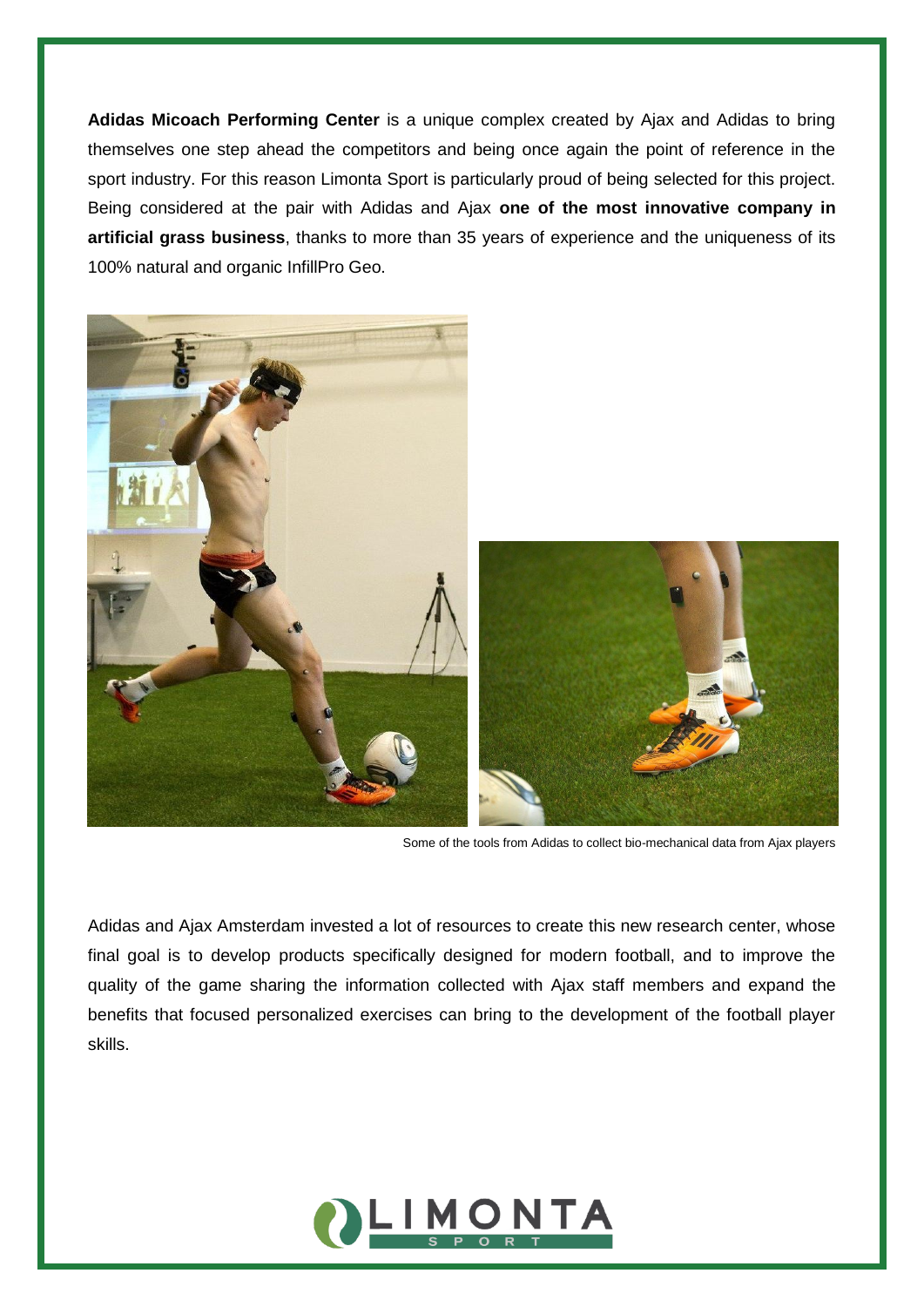**Adidas Micoach Performing Center** is a unique complex created by Ajax and Adidas to bring themselves one step ahead the competitors and being once again the point of reference in the sport industry. For this reason Limonta Sport is particularly proud of being selected for this project. Being considered at the pair with Adidas and Ajax **one of the most innovative company in artificial grass business**, thanks to more than 35 years of experience and the uniqueness of its 100% natural and organic InfillPro Geo.

Some of the tools from Adidas to collect bio-mechanical data from Ajax players

Adidas and Ajax Amsterdam invested a lot of resources to create this new research center, whose final goal is to develop products specifically designed for modern football, and to improve the quality of the game sharing the information collected with Ajax staff members and expand the benefits that focused personalized exercises can bring to the development of the football player skills.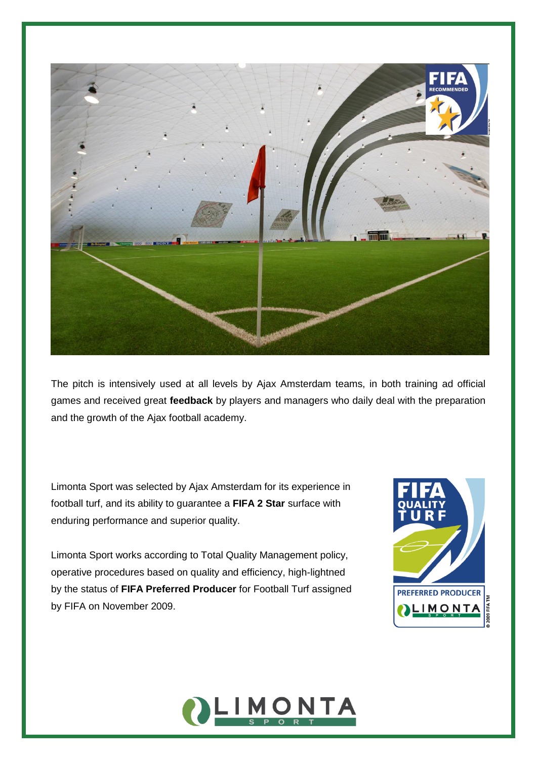The pitch is intensively used at all levels by Ajax Amsterdam teams, in both training ad official games and received great **feedback** by players and managers who daily deal with the preparation and the growth of the Ajax football academy.

Limonta Sport was selected by Ajax Amsterdam for its experience in football turf, and its ability to guarantee a **FIFA 2 Star** surface with enduring performance and superior quality.

Limonta Sport works according to Total Quality Management policy, operative procedures based on quality and efficiency, high-lightned by the status of **FIFA Preferred Producer** for Football Turf assigned by FIFA on November 2009.